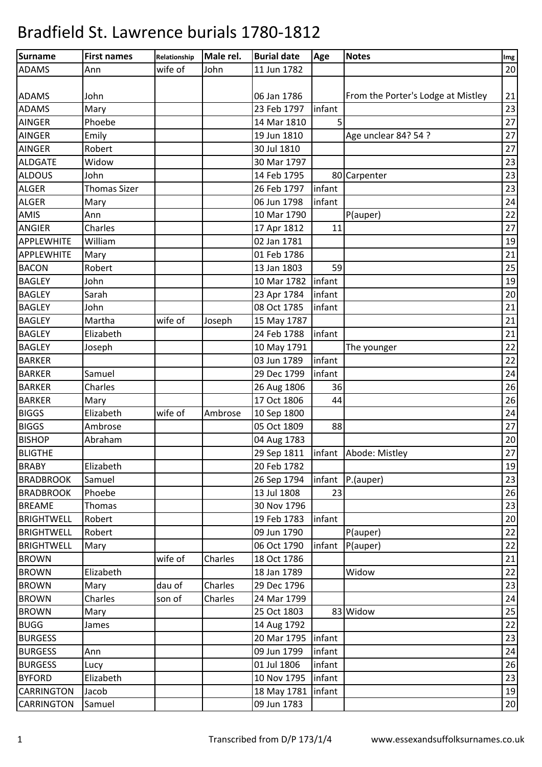# Bradfield St. Lawrence burials 1780-1812

| Surname | First names | Relationship | Male rel. | Burial date | Age | Notes | Img |
|---|---|---|---|---|---|---|---|
| ADAMS | Ann | wife of | John | 11 Jun 1782 | | | 20 |
| ADAMS | John | | | 06 Jan 1786 | | From the Porter's Lodge at Mistley | 21 |
| ADAMS | Mary | | | 23 Feb 1797 | infant | | 23 |
| AINGER | Phoebe | | | 14 Mar 1810 | 5 | | 27 |
| AINGER | Emily | | | 19 Jun 1810 | | Age unclear 84? 54 ? | 27 |
| AINGER | Robert | | | 30 Jul 1810 | | | 27 |
| ALDGATE | Widow | | | 30 Mar 1797 | | | 23 |
| ALDOUS | John | | | 14 Feb 1795 | 80 | Carpenter | 23 |
| ALGER | Thomas Sizer | | | 26 Feb 1797 | infant | | 23 |
| ALGER | Mary | | | 06 Jun 1798 | infant | | 24 |
| AMIS | Ann | | | 10 Mar 1790 | | P(auper) | 22 |
| ANGIER | Charles | | | 17 Apr 1812 | 11 | | 27 |
| APPLEWHITE | William | | | 02 Jan 1781 | | | 19 |
| APPLEWHITE | Mary | | | 01 Feb 1786 | | | 21 |
| BACON | Robert | | | 13 Jan 1803 | 59 | | 25 |
| BAGLEY | John | | | 10 Mar 1782 | infant | | 19 |
| BAGLEY | Sarah | | | 23 Apr 1784 | infant | | 20 |
| BAGLEY | John | | | 08 Oct 1785 | infant | | 21 |
| BAGLEY | Martha | wife of | Joseph | 15 May 1787 | | | 21 |
| BAGLEY | Elizabeth | | | 24 Feb 1788 | infant | | 21 |
| BAGLEY | Joseph | | | 10 May 1791 | | The younger | 22 |
| BARKER | | | | 03 Jun 1789 | infant | | 22 |
| BARKER | Samuel | | | 29 Dec 1799 | infant | | 24 |
| BARKER | Charles | | | 26 Aug 1806 | 36 | | 26 |
| BARKER | Mary | | | 17 Oct 1806 | 44 | | 26 |
| BIGGS | Elizabeth | wife of | Ambrose | 10 Sep 1800 | | | 24 |
| BIGGS | Ambrose | | | 05 Oct 1809 | 88 | | 27 |
| BISHOP | Abraham | | | 04 Aug 1783 | | | 20 |
| BLIGTHE | | | | 29 Sep 1811 | infant | Abode: Mistley | 27 |
| BRABY | Elizabeth | | | 20 Feb 1782 | | | 19 |
| BRADBROOK | Samuel | | | 26 Sep 1794 | infant | P.(auper) | 23 |
| BRADBROOK | Phoebe | | | 13 Jul 1808 | 23 | | 26 |
| BREAME | Thomas | | | 30 Nov 1796 | | | 23 |
| BRIGHTWELL | Robert | | | 19 Feb 1783 | infant | | 20 |
| BRIGHTWELL | Robert | | | 09 Jun 1790 | | P(auper) | 22 |
| BRIGHTWELL | Mary | | | 06 Oct 1790 | infant | P(auper) | 22 |
| BROWN | | wife of | Charles | 18 Oct 1786 | | | 21 |
| BROWN | Elizabeth | | | 18 Jan 1789 | | Widow | 22 |
| BROWN | Mary | dau of | Charles | 29 Dec 1796 | | | 23 |
| BROWN | Charles | son of | Charles | 24 Mar 1799 | | | 24 |
| BROWN | Mary | | | 25 Oct 1803 | 83 | Widow | 25 |
| BUGG | James | | | 14 Aug 1792 | | | 22 |
| BURGESS | | | | 20 Mar 1795 | infant | | 23 |
| BURGESS | Ann | | | 09 Jun 1799 | infant | | 24 |
| BURGESS | Lucy | | | 01 Jul 1806 | infant | | 26 |
| BYFORD | Elizabeth | | | 10 Nov 1795 | infant | | 23 |
| CARRINGTON | Jacob | | | 18 May 1781 | infant | | 19 |
| CARRINGTON | Samuel | | | 09 Jun 1783 | | | 20 |

Transcribed from D/P 173/1/4 www.essexandsuffolksurnames.co.uk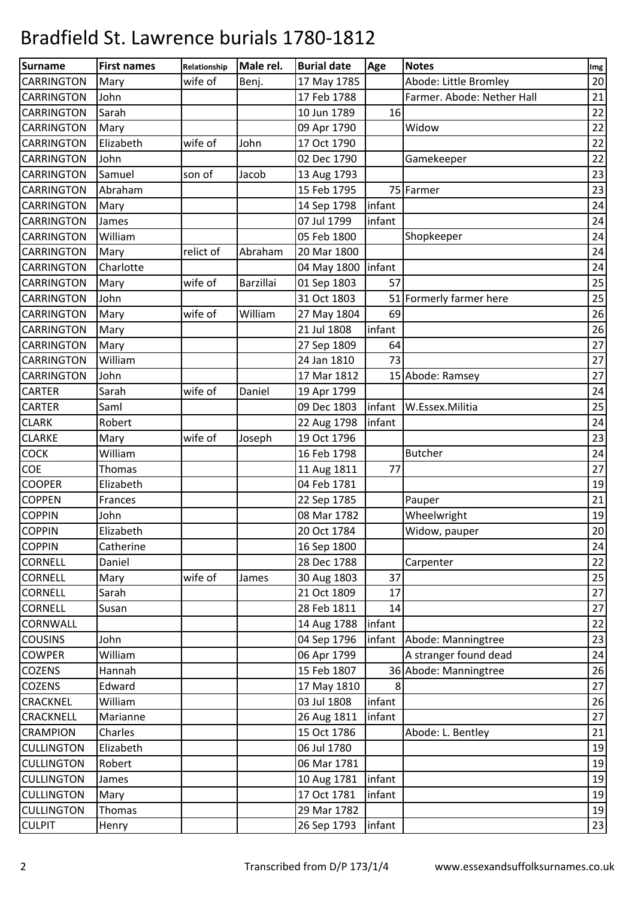# Bradfield St. Lawrence burials 1780-1812

| Surname | First names | Relationship | Male rel. | Burial date | Age | Notes | Img |
|---|---|---|---|---|---|---|---|
| CARRINGTON | Mary | wife of | Benj. | 17 May 1785 | | Abode: Little Bromley | 20 |
| CARRINGTON | John | | | 17 Feb 1788 | | Farmer. Abode: Nether Hall | 21 |
| CARRINGTON | Sarah | | | 10 Jun 1789 | 16 | | 22 |
| CARRINGTON | Mary | | | 09 Apr 1790 | | Widow | 22 |
| CARRINGTON | Elizabeth | wife of | John | 17 Oct 1790 | | | 22 |
| CARRINGTON | John | | | 02 Dec 1790 | | Gamekeeper | 22 |
| CARRINGTON | Samuel | son of | Jacob | 13 Aug 1793 | | | 23 |
| CARRINGTON | Abraham | | | 15 Feb 1795 | 75 | Farmer | 23 |
| CARRINGTON | Mary | | | 14 Sep 1798 | infant | | 24 |
| CARRINGTON | James | | | 07 Jul 1799 | infant | | 24 |
| CARRINGTON | William | | | 05 Feb 1800 | | Shopkeeper | 24 |
| CARRINGTON | Mary | relict of | Abraham | 20 Mar 1800 | | | 24 |
| CARRINGTON | Charlotte | | | 04 May 1800 | infant | | 24 |
| CARRINGTON | Mary | wife of | Barzillai | 01 Sep 1803 | 57 | | 25 |
| CARRINGTON | John | | | 31 Oct 1803 | 51 | Formerly farmer here | 25 |
| CARRINGTON | Mary | wife of | William | 27 May 1804 | 69 | | 26 |
| CARRINGTON | Mary | | | 21 Jul 1808 | infant | | 26 |
| CARRINGTON | Mary | | | 27 Sep 1809 | 64 | | 27 |
| CARRINGTON | William | | | 24 Jan 1810 | 73 | | 27 |
| CARRINGTON | John | | | 17 Mar 1812 | 15 | Abode: Ramsey | 27 |
| CARTER | Sarah | wife of | Daniel | 19 Apr 1799 | | | 24 |
| CARTER | Saml | | | 09 Dec 1803 | infant | W.Essex.Militia | 25 |
| CLARK | Robert | | | 22 Aug 1798 | infant | | 24 |
| CLARKE | Mary | wife of | Joseph | 19 Oct 1796 | | | 23 |
| COCK | William | | | 16 Feb 1798 | | Butcher | 24 |
| COE | Thomas | | | 11 Aug 1811 | 77 | | 27 |
| COOPER | Elizabeth | | | 04 Feb 1781 | | | 19 |
| COPPEN | Frances | | | 22 Sep 1785 | | Pauper | 21 |
| COPPIN | John | | | 08 Mar 1782 | | Wheelwright | 19 |
| COPPIN | Elizabeth | | | 20 Oct 1784 | | Widow, pauper | 20 |
| COPPIN | Catherine | | | 16 Sep 1800 | | | 24 |
| CORNELL | Daniel | | | 28 Dec 1788 | | Carpenter | 22 |
| CORNELL | Mary | wife of | James | 30 Aug 1803 | 37 | | 25 |
| CORNELL | Sarah | | | 21 Oct 1809 | 17 | | 27 |
| CORNELL | Susan | | | 28 Feb 1811 | 14 | | 27 |
| CORNWALL | | | | 14 Aug 1788 | infant | | 22 |
| COUSINS | John | | | 04 Sep 1796 | infant | Abode: Manningtree | 23 |
| COWPER | William | | | 06 Apr 1799 | | A stranger found dead | 24 |
| COZENS | Hannah | | | 15 Feb 1807 | 36 | Abode: Manningtree | 26 |
| COZENS | Edward | | | 17 May 1810 | 8 | | 27 |
| CRACKNEL | William | | | 03 Jul 1808 | infant | | 26 |
| CRACKNELL | Marianne | | | 26 Aug 1811 | infant | | 27 |
| CRAMPION | Charles | | | 15 Oct 1786 | | Abode: L. Bentley | 21 |
| CULLINGTON | Elizabeth | | | 06 Jul 1780 | | | 19 |
| CULLINGTON | Robert | | | 06 Mar 1781 | | | 19 |
| CULLINGTON | James | | | 10 Aug 1781 | infant | | 19 |
| CULLINGTON | Mary | | | 17 Oct 1781 | infant | | 19 |
| CULLINGTON | Thomas | | | 29 Mar 1782 | | | 19 |
| CULPIT | Henry | | | 26 Sep 1793 | infant | | 23 |

Transcribed from D/P 173/1/4 www.essexandsuffolksurnames.co.uk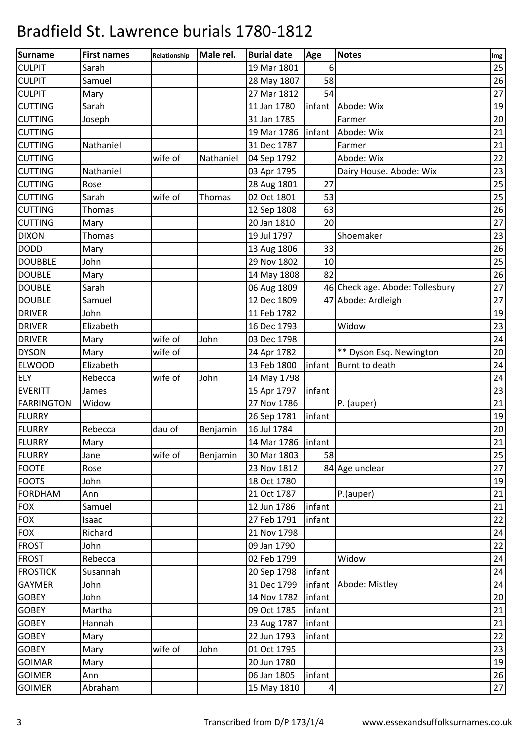# Bradfield St. Lawrence burials 1780-1812

| Surname | First names | Relationship | Male rel. | Burial date | Age | Notes | Img |
|---|---|---|---|---|---|---|---|
| CULPIT | Sarah | | | 19 Mar 1801 | 6 | | 25 |
| CULPIT | Samuel | | | 28 May 1807 | 58 | | 26 |
| CULPIT | Mary | | | 27 Mar 1812 | 54 | | 27 |
| CUTTING | Sarah | | | 11 Jan 1780 | infant | Abode: Wix | 19 |
| CUTTING | Joseph | | | 31 Jan 1785 | | Farmer | 20 |
| CUTTING | | | | 19 Mar 1786 | infant | Abode: Wix | 21 |
| CUTTING | Nathaniel | | | 31 Dec 1787 | | Farmer | 21 |
| CUTTING | | wife of | Nathaniel | 04 Sep 1792 | | Abode: Wix | 22 |
| CUTTING | Nathaniel | | | 03 Apr 1795 | | Dairy House. Abode: Wix | 23 |
| CUTTING | Rose | | | 28 Aug 1801 | 27 | | 25 |
| CUTTING | Sarah | wife of | Thomas | 02 Oct 1801 | 53 | | 25 |
| CUTTING | Thomas | | | 12 Sep 1808 | 63 | | 26 |
| CUTTING | Mary | | | 20 Jan 1810 | 20 | | 27 |
| DIXON | Thomas | | | 19 Jul 1797 | | Shoemaker | 23 |
| DODD | Mary | | | 13 Aug 1806 | 33 | | 26 |
| DOUBBLE | John | | | 29 Nov 1802 | 10 | | 25 |
| DOUBLE | Mary | | | 14 May 1808 | 82 | | 26 |
| DOUBLE | Sarah | | | 06 Aug 1809 | 46 | Check age. Abode: Tollesbury | 27 |
| DOUBLE | Samuel | | | 12 Dec 1809 | 47 | Abode: Ardleigh | 27 |
| DRIVER | John | | | 11 Feb 1782 | | | 19 |
| DRIVER | Elizabeth | | | 16 Dec 1793 | | Widow | 23 |
| DRIVER | Mary | wife of | John | 03 Dec 1798 | | | 24 |
| DYSON | Mary | wife of | | 24 Apr 1782 | | ** Dyson Esq. Newington | 20 |
| ELWOOD | Elizabeth | | | 13 Feb 1800 | infant | Burnt to death | 24 |
| ELY | Rebecca | wife of | John | 14 May 1798 | | | 24 |
| EVERITT | James | | | 15 Apr 1797 | infant | | 23 |
| FARRINGTON | Widow | | | 27 Nov 1786 | | P. (auper) | 21 |
| FLURRY | | | | 26 Sep 1781 | infant | | 19 |
| FLURRY | Rebecca | dau of | Benjamin | 16 Jul 1784 | | | 20 |
| FLURRY | Mary | | | 14 Mar 1786 | infant | | 21 |
| FLURRY | Jane | wife of | Benjamin | 30 Mar 1803 | 58 | | 25 |
| FOOTE | Rose | | | 23 Nov 1812 | 84 | Age unclear | 27 |
| FOOTS | John | | | 18 Oct 1780 | | | 19 |
| FORDHAM | Ann | | | 21 Oct 1787 | | P.(auper) | 21 |
| FOX | Samuel | | | 12 Jun 1786 | infant | | 21 |
| FOX | Isaac | | | 27 Feb 1791 | infant | | 22 |
| FOX | Richard | | | 21 Nov 1798 | | | 24 |
| FROST | John | | | 09 Jan 1790 | | | 22 |
| FROST | Rebecca | | | 02 Feb 1799 | | Widow | 24 |
| FROSTICK | Susannah | | | 20 Sep 1798 | infant | | 24 |
| GAYMER | John | | | 31 Dec 1799 | infant | Abode: Mistley | 24 |
| GOBEY | John | | | 14 Nov 1782 | infant | | 20 |
| GOBEY | Martha | | | 09 Oct 1785 | infant | | 21 |
| GOBEY | Hannah | | | 23 Aug 1787 | infant | | 21 |
| GOBEY | Mary | | | 22 Jun 1793 | infant | | 22 |
| GOBEY | Mary | wife of | John | 01 Oct 1795 | | | 23 |
| GOIMAR | Mary | | | 20 Jun 1780 | | | 19 |
| GOIMER | Ann | | | 06 Jan 1805 | infant | | 26 |
| GOIMER | Abraham | | | 15 May 1810 | 4 | | 27 |

Transcribed from D/P 173/1/4 www.essexandsuffolksurnames.co.uk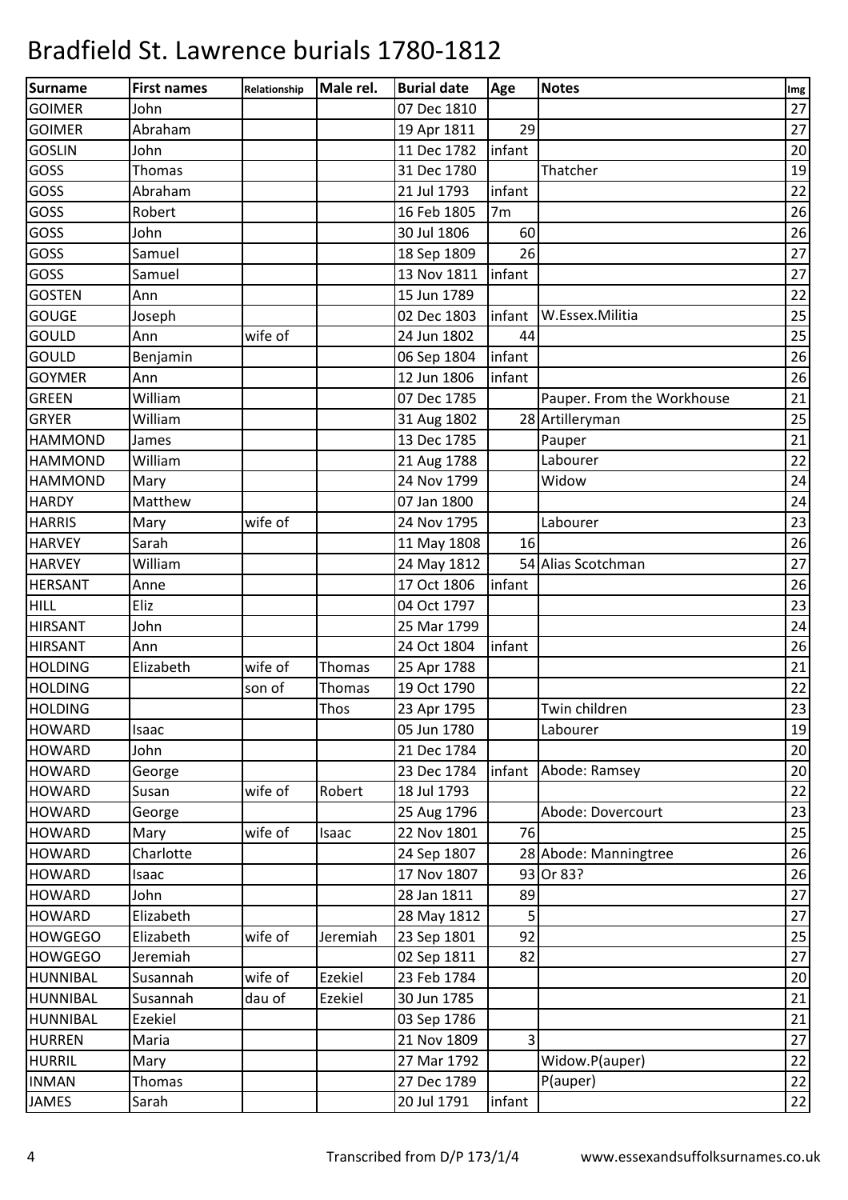# Bradfield St. Lawrence burials 1780-1812

| Surname | First names | Relationship | Male rel. | Burial date | Age | Notes | Img |
|---|---|---|---|---|---|---|---|
| GOIMER | John | | | 07 Dec 1810 | | | 27 |
| GOIMER | Abraham | | | 19 Apr 1811 | 29 | | 27 |
| GOSLIN | John | | | 11 Dec 1782 | infant | | 20 |
| GOSS | Thomas | | | 31 Dec 1780 | | Thatcher | 19 |
| GOSS | Abraham | | | 21 Jul 1793 | infant | | 22 |
| GOSS | Robert | | | 16 Feb 1805 | 7m | | 26 |
| GOSS | John | | | 30 Jul 1806 | 60 | | 26 |
| GOSS | Samuel | | | 18 Sep 1809 | 26 | | 27 |
| GOSS | Samuel | | | 13 Nov 1811 | infant | | 27 |
| GOSTEN | Ann | | | 15 Jun 1789 | | | 22 |
| GOUGE | Joseph | | | 02 Dec 1803 | infant | W.Essex.Militia | 25 |
| GOULD | Ann | wife of | | 24 Jun 1802 | 44 | | 25 |
| GOULD | Benjamin | | | 06 Sep 1804 | infant | | 26 |
| GOYMER | Ann | | | 12 Jun 1806 | infant | | 26 |
| GREEN | William | | | 07 Dec 1785 | | Pauper. From the Workhouse | 21 |
| GRYER | William | | | 31 Aug 1802 | 28 | Artilleryman | 25 |
| HAMMOND | James | | | 13 Dec 1785 | | Pauper | 21 |
| HAMMOND | William | | | 21 Aug 1788 | | Labourer | 22 |
| HAMMOND | Mary | | | 24 Nov 1799 | | Widow | 24 |
| HARDY | Matthew | | | 07 Jan 1800 | | | 24 |
| HARRIS | Mary | wife of | | 24 Nov 1795 | | Labourer | 23 |
| HARVEY | Sarah | | | 11 May 1808 | 16 | | 26 |
| HARVEY | William | | | 24 May 1812 | 54 | Alias Scotchman | 27 |
| HERSANT | Anne | | | 17 Oct 1806 | infant | | 26 |
| HILL | Eliz | | | 04 Oct 1797 | | | 23 |
| HIRSANT | John | | | 25 Mar 1799 | | | 24 |
| HIRSANT | Ann | | | 24 Oct 1804 | infant | | 26 |
| HOLDING | Elizabeth | wife of | Thomas | 25 Apr 1788 | | | 21 |
| HOLDING | | son of | Thomas | 19 Oct 1790 | | | 22 |
| HOLDING | | | Thos | 23 Apr 1795 | | Twin children | 23 |
| HOWARD | Isaac | | | 05 Jun 1780 | | Labourer | 19 |
| HOWARD | John | | | 21 Dec 1784 | | | 20 |
| HOWARD | George | | | 23 Dec 1784 | infant | Abode: Ramsey | 20 |
| HOWARD | Susan | wife of | Robert | 18 Jul 1793 | | | 22 |
| HOWARD | George | | | 25 Aug 1796 | | Abode: Dovercourt | 23 |
| HOWARD | Mary | wife of | Isaac | 22 Nov 1801 | 76 | | 25 |
| HOWARD | Charlotte | | | 24 Sep 1807 | 28 | Abode: Manningtree | 26 |
| HOWARD | Isaac | | | 17 Nov 1807 | 93 | Or 83? | 26 |
| HOWARD | John | | | 28 Jan 1811 | 89 | | 27 |
| HOWARD | Elizabeth | | | 28 May 1812 | 5 | | 27 |
| HOWGEGO | Elizabeth | wife of | Jeremiah | 23 Sep 1801 | 92 | | 25 |
| HOWGEGO | Jeremiah | | | 02 Sep 1811 | 82 | | 27 |
| HUNNIBAL | Susannah | wife of | Ezekiel | 23 Feb 1784 | | | 20 |
| HUNNIBAL | Susannah | dau of | Ezekiel | 30 Jun 1785 | | | 21 |
| HUNNIBAL | Ezekiel | | | 03 Sep 1786 | | | 21 |
| HURREN | Maria | | | 21 Nov 1809 | 3 | | 27 |
| HURRIL | Mary | | | 27 Mar 1792 | | Widow.P(auper) | 22 |
| INMAN | Thomas | | | 27 Dec 1789 | | P(auper) | 22 |
| JAMES | Sarah | | | 20 Jul 1791 | infant | | 22 |

Transcribed from D/P 173/1/4 www.essexandsuffolksurnames.co.uk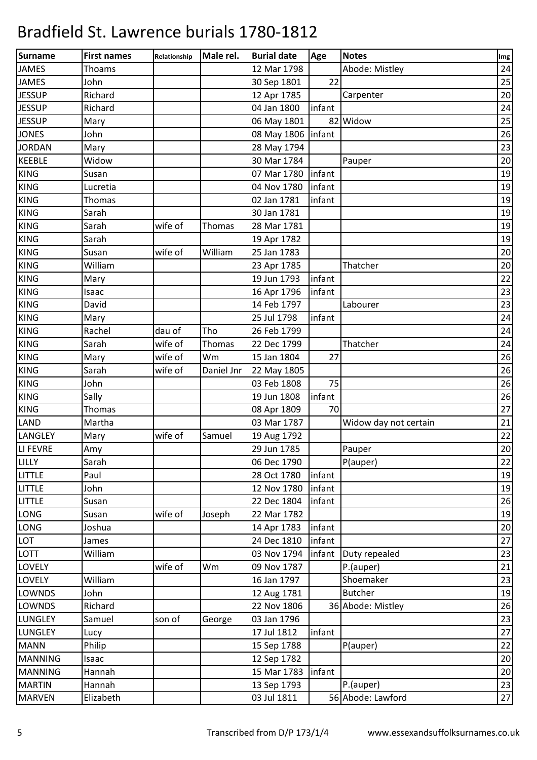# Bradfield St. Lawrence burials 1780-1812

| Surname | First names | Relationship | Male rel. | Burial date | Age | Notes | Img |
|---|---|---|---|---|---|---|---|
| JAMES | Thoams | | | 12 Mar 1798 | | Abode: Mistley | 24 |
| JAMES | John | | | 30 Sep 1801 | 22 | | 25 |
| JESSUP | Richard | | | 12 Apr 1785 | | Carpenter | 20 |
| JESSUP | Richard | | | 04 Jan 1800 | infant | | 24 |
| JESSUP | Mary | | | 06 May 1801 | 82 | Widow | 25 |
| JONES | John | | | 08 May 1806 | infant | | 26 |
| JORDAN | Mary | | | 28 May 1794 | | | 23 |
| KEEBLE | Widow | | | 30 Mar 1784 | | Pauper | 20 |
| KING | Susan | | | 07 Mar 1780 | infant | | 19 |
| KING | Lucretia | | | 04 Nov 1780 | infant | | 19 |
| KING | Thomas | | | 02 Jan 1781 | infant | | 19 |
| KING | Sarah | | | 30 Jan 1781 | | | 19 |
| KING | Sarah | wife of | Thomas | 28 Mar 1781 | | | 19 |
| KING | Sarah | | | 19 Apr 1782 | | | 19 |
| KING | Susan | wife of | William | 25 Jan 1783 | | | 20 |
| KING | William | | | 23 Apr 1785 | | Thatcher | 20 |
| KING | Mary | | | 19 Jun 1793 | infant | | 22 |
| KING | Isaac | | | 16 Apr 1796 | infant | | 23 |
| KING | David | | | 14 Feb 1797 | | Labourer | 23 |
| KING | Mary | | | 25 Jul 1798 | infant | | 24 |
| KING | Rachel | dau of | Tho | 26 Feb 1799 | | | 24 |
| KING | Sarah | wife of | Thomas | 22 Dec 1799 | | Thatcher | 24 |
| KING | Mary | wife of | Wm | 15 Jan 1804 | 27 | | 26 |
| KING | Sarah | wife of | Daniel Jnr | 22 May 1805 | | | 26 |
| KING | John | | | 03 Feb 1808 | 75 | | 26 |
| KING | Sally | | | 19 Jun 1808 | infant | | 26 |
| KING | Thomas | | | 08 Apr 1809 | 70 | | 27 |
| LAND | Martha | | | 03 Mar 1787 | | Widow day not certain | 21 |
| LANGLEY | Mary | wife of | Samuel | 19 Aug 1792 | | | 22 |
| LI FEVRE | Amy | | | 29 Jun 1785 | | Pauper | 20 |
| LILLY | Sarah | | | 06 Dec 1790 | | P(auper) | 22 |
| LITTLE | Paul | | | 28 Oct 1780 | infant | | 19 |
| LITTLE | John | | | 12 Nov 1780 | infant | | 19 |
| LITTLE | Susan | | | 22 Dec 1804 | infant | | 26 |
| LONG | Susan | wife of | Joseph | 22 Mar 1782 | | | 19 |
| LONG | Joshua | | | 14 Apr 1783 | infant | | 20 |
| LOT | James | | | 24 Dec 1810 | infant | | 27 |
| LOTT | William | | | 03 Nov 1794 | infant | Duty repealed | 23 |
| LOVELY | | wife of | Wm | 09 Nov 1787 | | P.(auper) | 21 |
| LOVELY | William | | | 16 Jan 1797 | | Shoemaker | 23 |
| LOWNDS | John | | | 12 Aug 1781 | | Butcher | 19 |
| LOWNDS | Richard | | | 22 Nov 1806 | 36 | Abode: Mistley | 26 |
| LUNGLEY | Samuel | son of | George | 03 Jan 1796 | | | 23 |
| LUNGLEY | Lucy | | | 17 Jul 1812 | infant | | 27 |
| MANN | Philip | | | 15 Sep 1788 | | P(auper) | 22 |
| MANNING | Isaac | | | 12 Sep 1782 | | | 20 |
| MANNING | Hannah | | | 15 Mar 1783 | infant | | 20 |
| MARTIN | Hannah | | | 13 Sep 1793 | | P.(auper) | 23 |
| MARVEN | Elizabeth | | | 03 Jul 1811 | 56 | Abode: Lawford | 27 |

Transcribed from D/P 173/1/4 www.essexandsuffolksurnames.co.uk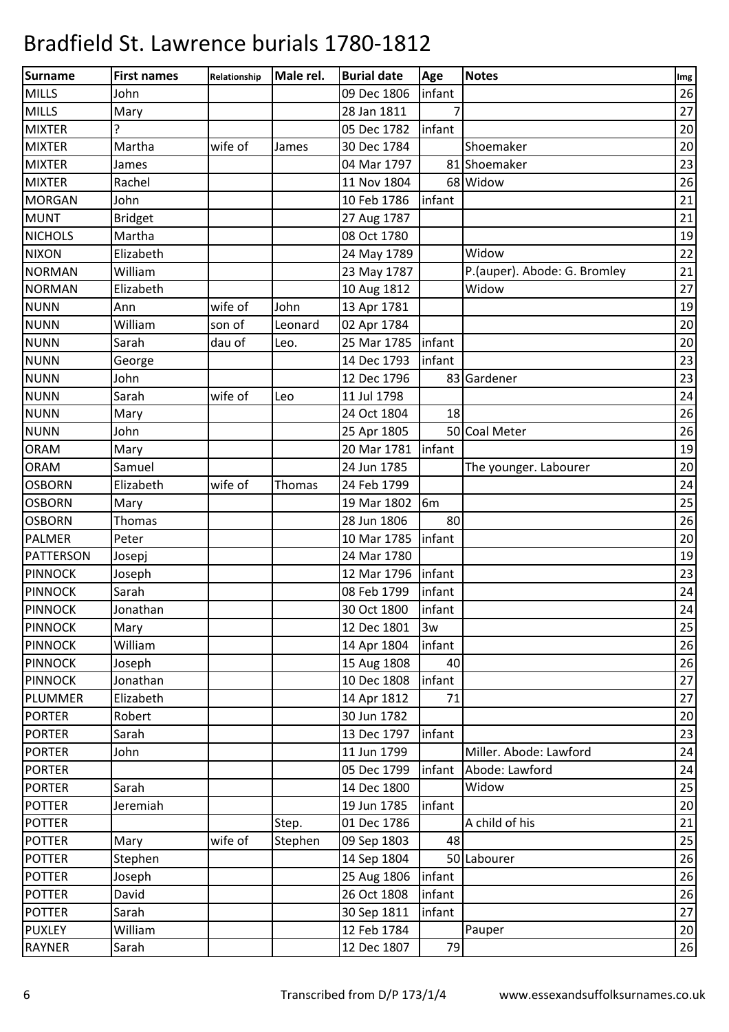# Bradfield St. Lawrence burials 1780-1812

| Surname | First names | Relationship | Male rel. | Burial date | Age | Notes | Img |
|---|---|---|---|---|---|---|---|
| MILLS | John | | | 09 Dec 1806 | infant | | 26 |
| MILLS | Mary | | | 28 Jan 1811 | 7 | | 27 |
| MIXTER | ? | | | 05 Dec 1782 | infant | | 20 |
| MIXTER | Martha | wife of | James | 30 Dec 1784 | | Shoemaker | 20 |
| MIXTER | James | | | 04 Mar 1797 | 81 | Shoemaker | 23 |
| MIXTER | Rachel | | | 11 Nov 1804 | 68 | Widow | 26 |
| MORGAN | John | | | 10 Feb 1786 | infant | | 21 |
| MUNT | Bridget | | | 27 Aug 1787 | | | 21 |
| NICHOLS | Martha | | | 08 Oct 1780 | | | 19 |
| NIXON | Elizabeth | | | 24 May 1789 | | Widow | 22 |
| NORMAN | William | | | 23 May 1787 | | P.(auper). Abode: G. Bromley | 21 |
| NORMAN | Elizabeth | | | 10 Aug 1812 | | Widow | 27 |
| NUNN | Ann | wife of | John | 13 Apr 1781 | | | 19 |
| NUNN | William | son of | Leonard | 02 Apr 1784 | | | 20 |
| NUNN | Sarah | dau of | Leo. | 25 Mar 1785 | infant | | 20 |
| NUNN | George | | | 14 Dec 1793 | infant | | 23 |
| NUNN | John | | | 12 Dec 1796 | 83 | Gardener | 23 |
| NUNN | Sarah | wife of | Leo | 11 Jul 1798 | | | 24 |
| NUNN | Mary | | | 24 Oct 1804 | 18 | | 26 |
| NUNN | John | | | 25 Apr 1805 | 50 | Coal Meter | 26 |
| ORAM | Mary | | | 20 Mar 1781 | infant | | 19 |
| ORAM | Samuel | | | 24 Jun 1785 | | The younger. Labourer | 20 |
| OSBORN | Elizabeth | wife of | Thomas | 24 Feb 1799 | | | 24 |
| OSBORN | Mary | | | 19 Mar 1802 | 6m | | 25 |
| OSBORN | Thomas | | | 28 Jun 1806 | 80 | | 26 |
| PALMER | Peter | | | 10 Mar 1785 | infant | | 20 |
| PATTERSON | Josepj | | | 24 Mar 1780 | | | 19 |
| PINNOCK | Joseph | | | 12 Mar 1796 | infant | | 23 |
| PINNOCK | Sarah | | | 08 Feb 1799 | infant | | 24 |
| PINNOCK | Jonathan | | | 30 Oct 1800 | infant | | 24 |
| PINNOCK | Mary | | | 12 Dec 1801 | 3w | | 25 |
| PINNOCK | William | | | 14 Apr 1804 | infant | | 26 |
| PINNOCK | Joseph | | | 15 Aug 1808 | 40 | | 26 |
| PINNOCK | Jonathan | | | 10 Dec 1808 | infant | | 27 |
| PLUMMER | Elizabeth | | | 14 Apr 1812 | 71 | | 27 |
| PORTER | Robert | | | 30 Jun 1782 | | | 20 |
| PORTER | Sarah | | | 13 Dec 1797 | infant | | 23 |
| PORTER | John | | | 11 Jun 1799 | | Miller. Abode: Lawford | 24 |
| PORTER | | | | 05 Dec 1799 | infant | Abode: Lawford | 24 |
| PORTER | Sarah | | | 14 Dec 1800 | | Widow | 25 |
| POTTER | Jeremiah | | | 19 Jun 1785 | infant | | 20 |
| POTTER | | | Step. | 01 Dec 1786 | | A child of his | 21 |
| POTTER | Mary | wife of | Stephen | 09 Sep 1803 | 48 | | 25 |
| POTTER | Stephen | | | 14 Sep 1804 | 50 | Labourer | 26 |
| POTTER | Joseph | | | 25 Aug 1806 | infant | | 26 |
| POTTER | David | | | 26 Oct 1808 | infant | | 26 |
| POTTER | Sarah | | | 30 Sep 1811 | infant | | 27 |
| PUXLEY | William | | | 12 Feb 1784 | | Pauper | 20 |
| RAYNER | Sarah | | | 12 Dec 1807 | 79 | | 26 |

Transcribed from D/P 173/1/4 www.essexandsuffolksurnames.co.uk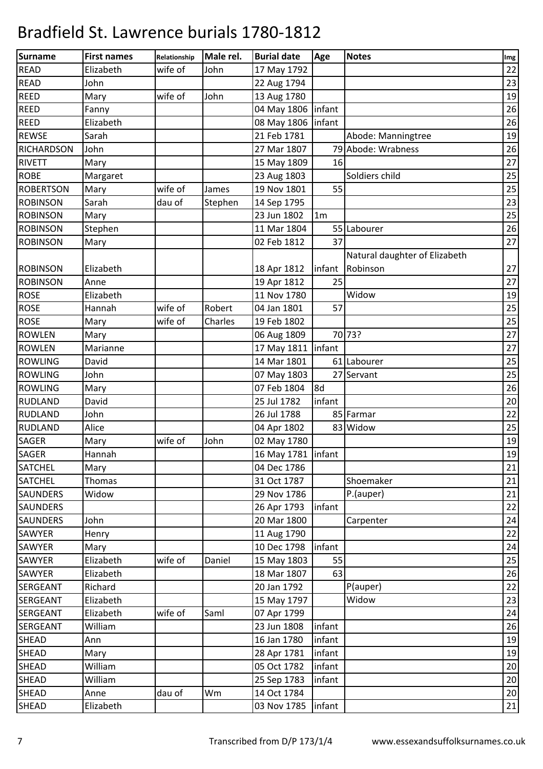# Bradfield St. Lawrence burials 1780-1812

| Surname | First names | Relationship | Male rel. | Burial date | Age | Notes | Img |
|---|---|---|---|---|---|---|---|
| READ | Elizabeth | wife of | John | 17 May 1792 | | | 22 |
| READ | John | | | 22 Aug 1794 | | | 23 |
| REED | Mary | wife of | John | 13 Aug 1780 | | | 19 |
| REED | Fanny | | | 04 May 1806 | infant | | 26 |
| REED | Elizabeth | | | 08 May 1806 | infant | | 26 |
| REWSE | Sarah | | | 21 Feb 1781 | | Abode: Manningtree | 19 |
| RICHARDSON | John | | | 27 Mar 1807 | 79 | Abode: Wrabness | 26 |
| RIVETT | Mary | | | 15 May 1809 | 16 | | 27 |
| ROBE | Margaret | | | 23 Aug 1803 | | Soldiers child | 25 |
| ROBERTSON | Mary | wife of | James | 19 Nov 1801 | 55 | | 25 |
| ROBINSON | Sarah | dau of | Stephen | 14 Sep 1795 | | | 23 |
| ROBINSON | Mary | | | 23 Jun 1802 | 1m | | 25 |
| ROBINSON | Stephen | | | 11 Mar 1804 | 55 | Labourer | 26 |
| ROBINSON | Mary | | | 02 Feb 1812 | 37 | | 27 |
| ROBINSON | Elizabeth | | | 18 Apr 1812 | infant | Natural daughter of Elizabeth Robinson | 27 |
| ROBINSON | Anne | | | 19 Apr 1812 | 25 | | 27 |
| ROSE | Elizabeth | | | 11 Nov 1780 | | Widow | 19 |
| ROSE | Hannah | wife of | Robert | 04 Jan 1801 | 57 | | 25 |
| ROSE | Mary | wife of | Charles | 19 Feb 1802 | | | 25 |
| ROWLEN | Mary | | | 06 Aug 1809 | 70 | 73? | 27 |
| ROWLEN | Marianne | | | 17 May 1811 | infant | | 27 |
| ROWLING | David | | | 14 Mar 1801 | 61 | Labourer | 25 |
| ROWLING | John | | | 07 May 1803 | 27 | Servant | 25 |
| ROWLING | Mary | | | 07 Feb 1804 | 8d | | 26 |
| RUDLAND | David | | | 25 Jul 1782 | infant | | 20 |
| RUDLAND | John | | | 26 Jul 1788 | 85 | Farmar | 22 |
| RUDLAND | Alice | | | 04 Apr 1802 | 83 | Widow | 25 |
| SAGER | Mary | wife of | John | 02 May 1780 | | | 19 |
| SAGER | Hannah | | | 16 May 1781 | infant | | 19 |
| SATCHEL | Mary | | | 04 Dec 1786 | | | 21 |
| SATCHEL | Thomas | | | 31 Oct 1787 | | Shoemaker | 21 |
| SAUNDERS | Widow | | | 29 Nov 1786 | | P.(auper) | 21 |
| SAUNDERS | | | | 26 Apr 1793 | infant | | 22 |
| SAUNDERS | John | | | 20 Mar 1800 | | Carpenter | 24 |
| SAWYER | Henry | | | 11 Aug 1790 | | | 22 |
| SAWYER | Mary | | | 10 Dec 1798 | infant | | 24 |
| SAWYER | Elizabeth | wife of | Daniel | 15 May 1803 | 55 | | 25 |
| SAWYER | Elizabeth | | | 18 Mar 1807 | 63 | | 26 |
| SERGEANT | Richard | | | 20 Jan 1792 | | P(auper) | 22 |
| SERGEANT | Elizabeth | | | 15 May 1797 | | Widow | 23 |
| SERGEANT | Elizabeth | wife of | Saml | 07 Apr 1799 | | | 24 |
| SERGEANT | William | | | 23 Jun 1808 | infant | | 26 |
| SHEAD | Ann | | | 16 Jan 1780 | infant | | 19 |
| SHEAD | Mary | | | 28 Apr 1781 | infant | | 19 |
| SHEAD | William | | | 05 Oct 1782 | infant | | 20 |
| SHEAD | William | | | 25 Sep 1783 | infant | | 20 |
| SHEAD | Anne | dau of | Wm | 14 Oct 1784 | | | 20 |
| SHEAD | Elizabeth | | | 03 Nov 1785 | infant | | 21 |

Transcribed from D/P 173/1/4 www.essexandsuffolksurnames.co.uk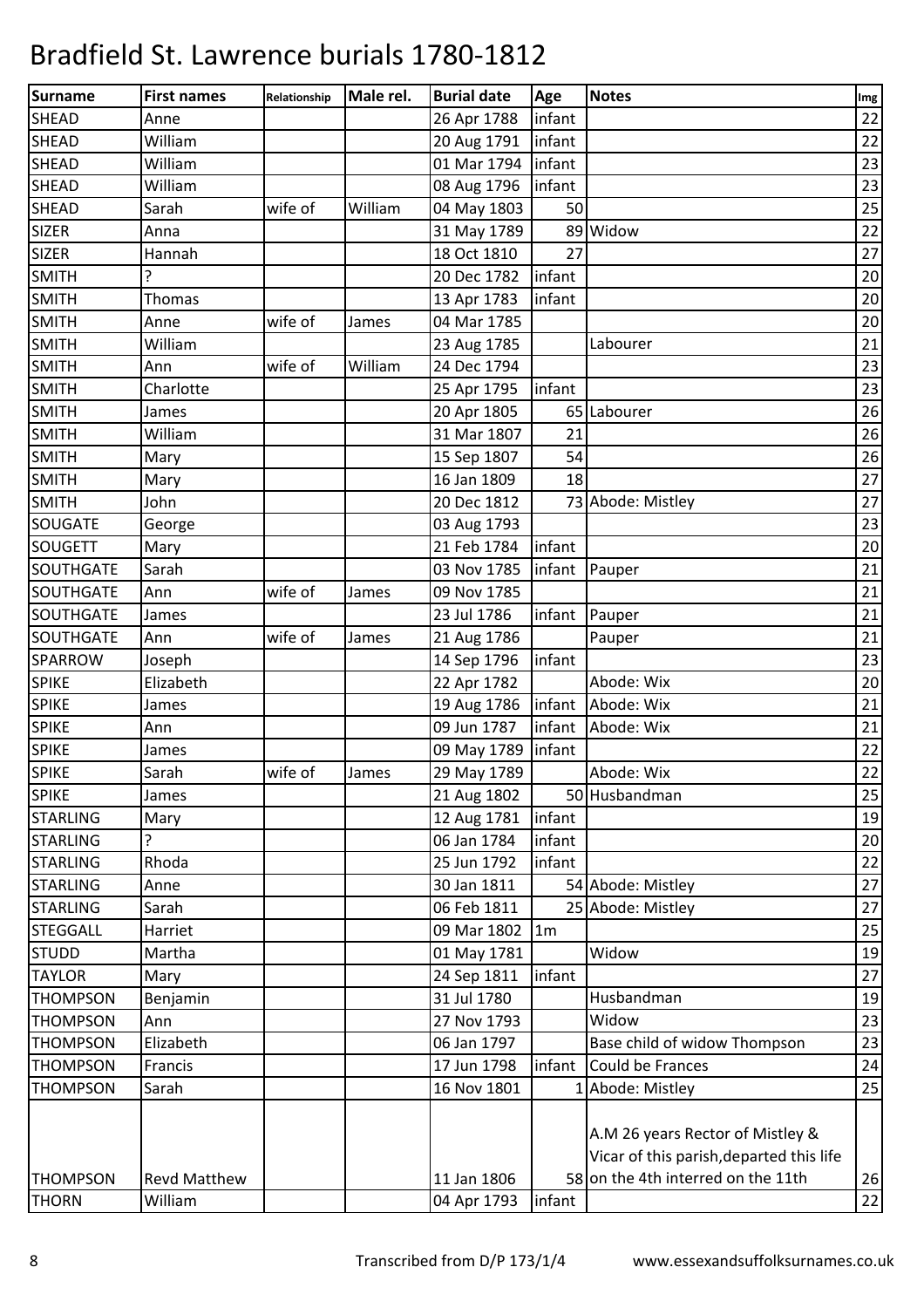# Bradfield St. Lawrence burials 1780-1812

| Surname | First names | Relationship | Male rel. | Burial date | Age | Notes | Img |
|---|---|---|---|---|---|---|---|
| SHEAD | Anne | | | 26 Apr 1788 | infant | | 22 |
| SHEAD | William | | | 20 Aug 1791 | infant | | 22 |
| SHEAD | William | | | 01 Mar 1794 | infant | | 23 |
| SHEAD | William | | | 08 Aug 1796 | infant | | 23 |
| SHEAD | Sarah | wife of | William | 04 May 1803 | 50 | | 25 |
| SIZER | Anna | | | 31 May 1789 | 89 | Widow | 22 |
| SIZER | Hannah | | | 18 Oct 1810 | 27 | | 27 |
| SMITH | ? | | | 20 Dec 1782 | infant | | 20 |
| SMITH | Thomas | | | 13 Apr 1783 | infant | | 20 |
| SMITH | Anne | wife of | James | 04 Mar 1785 | | | 20 |
| SMITH | William | | | 23 Aug 1785 | | Labourer | 21 |
| SMITH | Ann | wife of | William | 24 Dec 1794 | | | 23 |
| SMITH | Charlotte | | | 25 Apr 1795 | infant | | 23 |
| SMITH | James | | | 20 Apr 1805 | 65 | Labourer | 26 |
| SMITH | William | | | 31 Mar 1807 | 21 | | 26 |
| SMITH | Mary | | | 15 Sep 1807 | 54 | | 26 |
| SMITH | Mary | | | 16 Jan 1809 | 18 | | 27 |
| SMITH | John | | | 20 Dec 1812 | 73 | Abode: Mistley | 27 |
| SOUGATE | George | | | 03 Aug 1793 | | | 23 |
| SOUGETT | Mary | | | 21 Feb 1784 | infant | | 20 |
| SOUTHGATE | Sarah | | | 03 Nov 1785 | infant | Pauper | 21 |
| SOUTHGATE | Ann | wife of | James | 09 Nov 1785 | | | 21 |
| SOUTHGATE | James | | | 23 Jul 1786 | infant | Pauper | 21 |
| SOUTHGATE | Ann | wife of | James | 21 Aug 1786 | | Pauper | 21 |
| SPARROW | Joseph | | | 14 Sep 1796 | infant | | 23 |
| SPIKE | Elizabeth | | | 22 Apr 1782 | | Abode: Wix | 20 |
| SPIKE | James | | | 19 Aug 1786 | infant | Abode: Wix | 21 |
| SPIKE | Ann | | | 09 Jun 1787 | infant | Abode: Wix | 21 |
| SPIKE | James | | | 09 May 1789 | infant | | 22 |
| SPIKE | Sarah | wife of | James | 29 May 1789 | | Abode: Wix | 22 |
| SPIKE | James | | | 21 Aug 1802 | 50 | Husbandman | 25 |
| STARLING | Mary | | | 12 Aug 1781 | infant | | 19 |
| STARLING | ? | | | 06 Jan 1784 | infant | | 20 |
| STARLING | Rhoda | | | 25 Jun 1792 | infant | | 22 |
| STARLING | Anne | | | 30 Jan 1811 | 54 | Abode: Mistley | 27 |
| STARLING | Sarah | | | 06 Feb 1811 | 25 | Abode: Mistley | 27 |
| STEGGALL | Harriet | | | 09 Mar 1802 | 1m | | 25 |
| STUDD | Martha | | | 01 May 1781 | | Widow | 19 |
| TAYLOR | Mary | | | 24 Sep 1811 | infant | | 27 |
| THOMPSON | Benjamin | | | 31 Jul 1780 | | Husbandman | 19 |
| THOMPSON | Ann | | | 27 Nov 1793 | | Widow | 23 |
| THOMPSON | Elizabeth | | | 06 Jan 1797 | | Base child of widow Thompson | 23 |
| THOMPSON | Francis | | | 17 Jun 1798 | infant | Could be Frances | 24 |
| THOMPSON | Sarah | | | 16 Nov 1801 | 1 | Abode: Mistley | 25 |
| THOMPSON | Revd Matthew | | | 11 Jan 1806 | 58 | A.M 26 years Rector of Mistley & Vicar of this parish,departed this life on the 4th interred on the 11th | 26 |
| THORN | William | | | 04 Apr 1793 | infant | | 22 |

Transcribed from D/P 173/1/4 www.essexandsuffolksurnames.co.uk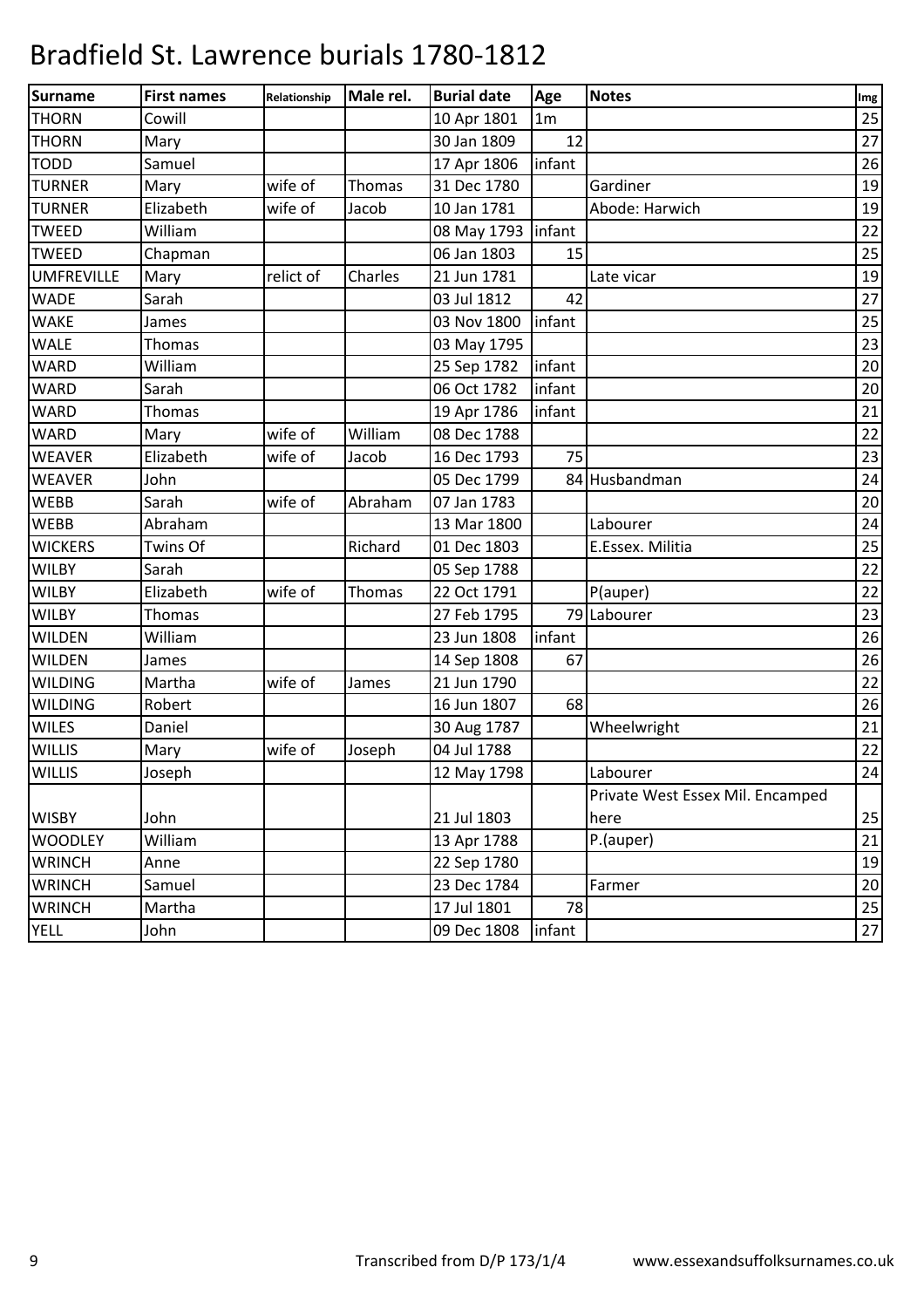# Bradfield St. Lawrence burials 1780-1812

| Surname | First names | Relationship | Male rel. | Burial date | Age | Notes | Img |
|---|---|---|---|---|---|---|---|
| THORN | Cowill | | | 10 Apr 1801 | 1m | | 25 |
| THORN | Mary | | | 30 Jan 1809 | 12 | | 27 |
| TODD | Samuel | | | 17 Apr 1806 | infant | | 26 |
| TURNER | Mary | wife of | Thomas | 31 Dec 1780 | | Gardiner | 19 |
| TURNER | Elizabeth | wife of | Jacob | 10 Jan 1781 | | Abode: Harwich | 19 |
| TWEED | William | | | 08 May 1793 | infant | | 22 |
| TWEED | Chapman | | | 06 Jan 1803 | 15 | | 25 |
| UMFREVILLE | Mary | relict of | Charles | 21 Jun 1781 | | Late vicar | 19 |
| WADE | Sarah | | | 03 Jul 1812 | 42 | | 27 |
| WAKE | James | | | 03 Nov 1800 | infant | | 25 |
| WALE | Thomas | | | 03 May 1795 | | | 23 |
| WARD | William | | | 25 Sep 1782 | infant | | 20 |
| WARD | Sarah | | | 06 Oct 1782 | infant | | 20 |
| WARD | Thomas | | | 19 Apr 1786 | infant | | 21 |
| WARD | Mary | wife of | William | 08 Dec 1788 | | | 22 |
| WEAVER | Elizabeth | wife of | Jacob | 16 Dec 1793 | 75 | | 23 |
| WEAVER | John | | | 05 Dec 1799 | 84 | Husbandman | 24 |
| WEBB | Sarah | wife of | Abraham | 07 Jan 1783 | | | 20 |
| WEBB | Abraham | | | 13 Mar 1800 | | Labourer | 24 |
| WICKERS | Twins Of | | Richard | 01 Dec 1803 | | E.Essex. Militia | 25 |
| WILBY | Sarah | | | 05 Sep 1788 | | | 22 |
| WILBY | Elizabeth | wife of | Thomas | 22 Oct 1791 | | P(auper) | 22 |
| WILBY | Thomas | | | 27 Feb 1795 | 79 | Labourer | 23 |
| WILDEN | William | | | 23 Jun 1808 | infant | | 26 |
| WILDEN | James | | | 14 Sep 1808 | 67 | | 26 |
| WILDING | Martha | wife of | James | 21 Jun 1790 | | | 22 |
| WILDING | Robert | | | 16 Jun 1807 | 68 | | 26 |
| WILES | Daniel | | | 30 Aug 1787 | | Wheelwright | 21 |
| WILLIS | Mary | wife of | Joseph | 04 Jul 1788 | | | 22 |
| WILLIS | Joseph | | | 12 May 1798 | | Labourer | 24 |
| WISBY | John | | | 21 Jul 1803 | | Private West Essex Mil. Encamped here | 25 |
| WOODLEY | William | | | 13 Apr 1788 | | P.(auper) | 21 |
| WRINCH | Anne | | | 22 Sep 1780 | | | 19 |
| WRINCH | Samuel | | | 23 Dec 1784 | | Farmer | 20 |
| WRINCH | Martha | | | 17 Jul 1801 | 78 | | 25 |
| YELL | John | | | 09 Dec 1808 | infant | | 27 |

Transcribed from D/P 173/1/4    www.essexandsuffolksurnames.co.uk